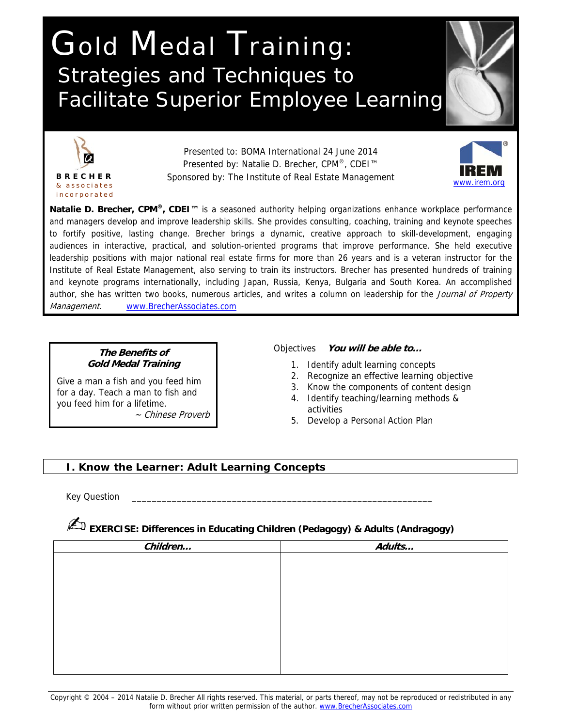# Gold Medal Training:

## Strategies and Techniques to Facilitate Superior Employee Learning

BRECHER & associates incorporated

Presented to: BOMA International 24 June 2014
Presented by: Natalie D. Brecher, CPM®, CDEI™
Sponsored by: The Institute of Real Estate Management

IREM www.irem.org

**Natalie D. Brecher, CPM®, CDEI™** is a seasoned authority helping organizations enhance workplace performance and managers develop and improve leadership skills. She provides consulting, coaching, training and keynote speeches to fortify positive, lasting change. Brecher brings a dynamic, creative approach to skill-development, engaging audiences in interactive, practical, and solution-oriented programs that improve performance. She held executive leadership positions with major national real estate firms for more than 26 years and is a veteran instructor for the Institute of Real Estate Management, also serving to train its instructors. Brecher has presented hundreds of training and keynote programs internationally, including Japan, Russia, Kenya, Bulgaria and South Korea. An accomplished author, she has written two books, numerous articles, and writes a column on leadership for the *Journal of Property Management*. www.BrecherAssociates.com

***The Benefits of Gold Medal Training***

Give a man a fish and you feed him for a day. Teach a man to fish and you feed him for a lifetime.
*~ Chinese Proverb*

Objectives ***You will be able to…***

1. Identify adult learning concepts
2. Recognize an effective learning objective
3. Know the components of content design
4. Identify teaching/learning methods & activities
5. Develop a Personal Action Plan

## I. Know the Learner: Adult Learning Concepts

Key Question ___________________________________________________________

### EXERCISE: Differences in Educating Children (Pedagogy) & Adults (Andragogy)

| *Children…* | *Adults…* |
| --- | --- |
| | |

Copyright © 2004 – 2014 Natalie D. Brecher All rights reserved. This material, or parts thereof, may not be reproduced or redistributed in any form without prior written permission of the author. www.BrecherAssociates.com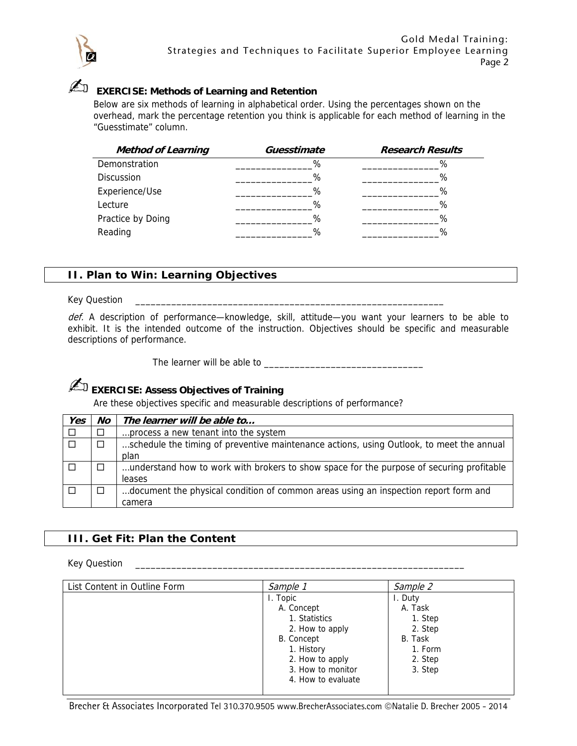### ✍ EXERCISE: Methods of Learning and Retention

Below are six methods of learning in alphabetical order. Using the percentages shown on the overhead, mark the percentage retention you think is applicable for each method of learning in the "Guesstimate" column.

| *Method of Learning* | *Guesstimate* | *Research Results* |
|---|---|---|
| Demonstration | ______________% | ______________% |
| Discussion | ______________% | ______________% |
| Experience/Use | ______________% | ______________% |
| Lecture | ______________% | ______________% |
| Practice by Doing | ______________% | ______________% |
| Reading | ______________% | ______________% |

## II. Plan to Win: Learning Objectives

Key Question ____________________________________________________________

*def.* A description of performance—knowledge, skill, attitude—you want your learners to be able to exhibit. It is the intended outcome of the instruction. Objectives should be specific and measurable descriptions of performance.

The learner will be able to ______________________________

### ✍ EXERCISE: Assess Objectives of Training

Are these objectives specific and measurable descriptions of performance?

| *Yes* | *No* | *The learner will be able to…* |
|---|---|---|
| ☐ | ☐ | …process a new tenant into the system |
| ☐ | ☐ | …schedule the timing of preventive maintenance actions, using Outlook, to meet the annual plan |
| ☐ | ☐ | …understand how to work with brokers to show space for the purpose of securing profitable leases |
| ☐ | ☐ | …document the physical condition of common areas using an inspection report form and camera |

## III. Get Fit: Plan the Content

Key Question ________________________________________________________________

| List Content in Outline Form | *Sample 1* | *Sample 2* |
|---|---|---|
| | I. Topic<br>A. Concept<br>1. Statistics<br>2. How to apply<br>B. Concept<br>1. History<br>2. How to apply<br>3. How to monitor<br>4. How to evaluate | I. Duty<br>A. Task<br>1. Step<br>2. Step<br>B. Task<br>1. Form<br>2. Step<br>3. Step |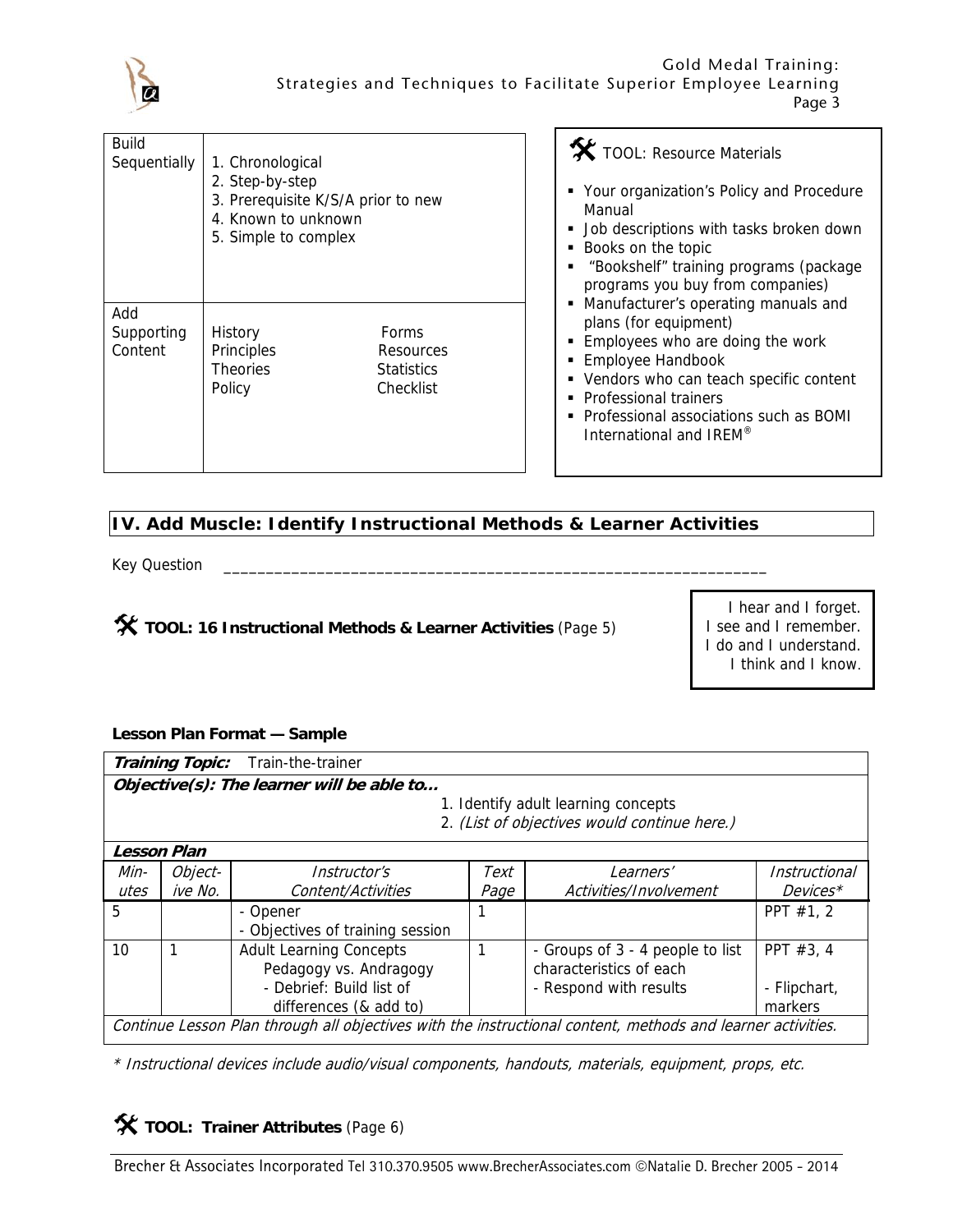| Build Sequentially | 1. Chronological<br>2. Step-by-step<br>3. Prerequisite K/S/A prior to new<br>4. Known to unknown<br>5. Simple to complex | |
|---|---|---|
| Add Supporting Content | History<br>Principles<br>Theories<br>Policy | Forms<br>Resources<br>Statistics<br>Checklist |

🛠 TOOL: Resource Materials

- Your organization's Policy and Procedure Manual
- Job descriptions with tasks broken down
- Books on the topic
- "Bookshelf" training programs (package programs you buy from companies)
- Manufacturer's operating manuals and plans (for equipment)
- Employees who are doing the work
- Employee Handbook
- Vendors who can teach specific content
- Professional trainers
- Professional associations such as BOMI International and IREM®

## IV. Add Muscle: Identify Instructional Methods & Learner Activities

Key Question _______________________________________________________________

🛠 **TOOL: 16 Instructional Methods & Learner Activities** (Page 5)

> I hear and I forget.
> I see and I remember.
> I do and I understand.
> I think and I know.

**Lesson Plan Format — Sample**

***Training Topic:*** Train-the-trainer

***Objective(s): The learner will be able to...***

1. Identify adult learning concepts
2. *(List of objectives would continue here.)*

***Lesson Plan***

| *Minutes* | *Objective No.* | *Instructor's Content/Activities* | *Text Page* | *Learners' Activities/Involvement* | *Instructional Devices** |
|---|---|---|---|---|---|
| 5 | | - Opener<br>- Objectives of training session | 1 | | PPT #1, 2 |
| 10 | 1 | Adult Learning Concepts<br>Pedagogy vs. Andragogy<br>- Debrief: Build list of differences (& add to) | 1 | - Groups of 3 - 4 people to list characteristics of each<br>- Respond with results | PPT #3, 4<br><br>- Flipchart, markers |

*Continue Lesson Plan through all objectives with the instructional content, methods and learner activities.*

* *Instructional devices include audio/visual components, handouts, materials, equipment, props, etc.*

🛠 **TOOL: Trainer Attributes** (Page 6)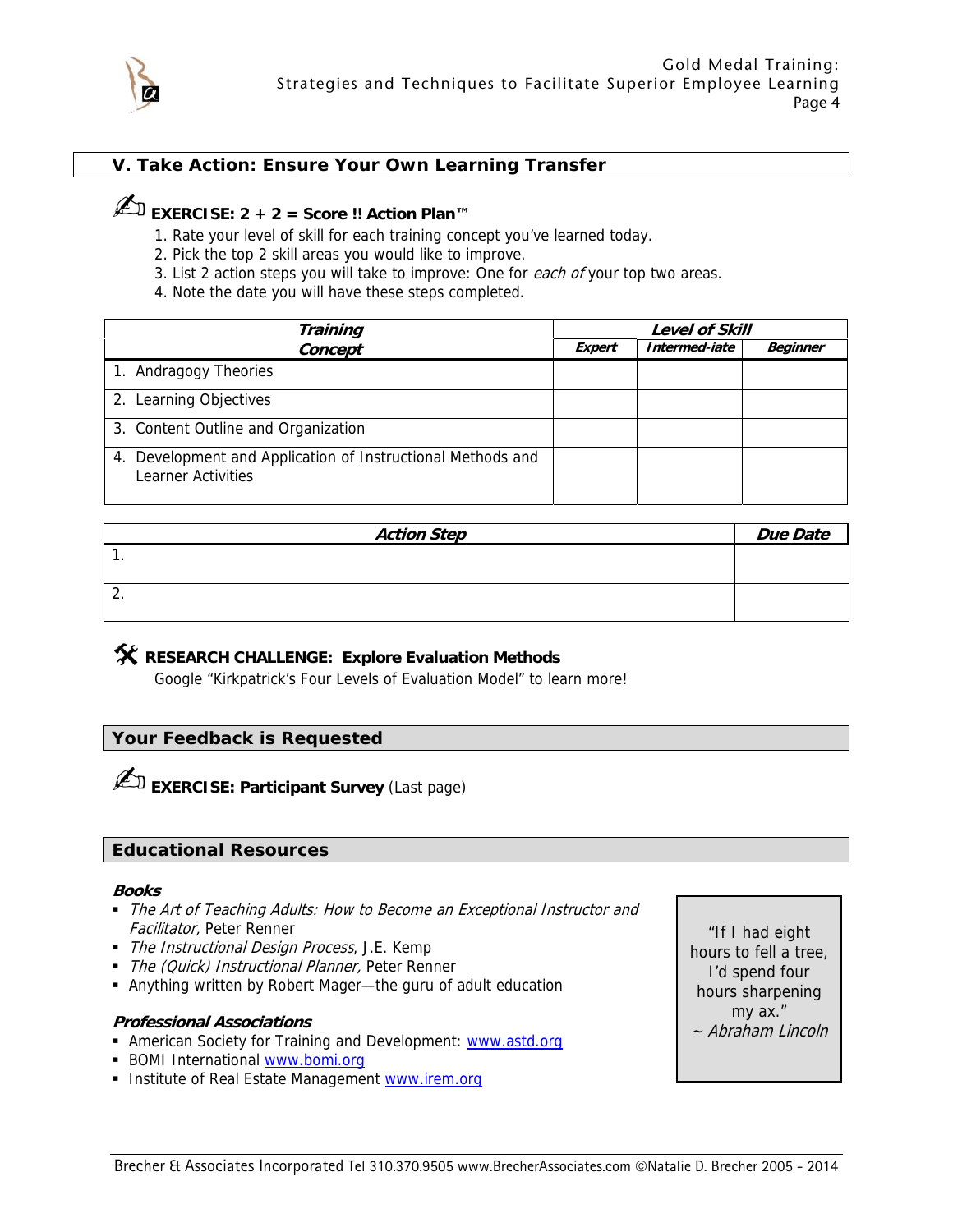## V. Take Action: Ensure Your Own Learning Transfer

✍ **EXERCISE: 2 + 2 = Score !! Action Plan™**

1. Rate your level of skill for each training concept you've learned today.
2. Pick the top 2 skill areas you would like to improve.
3. List 2 action steps you will take to improve: One for *each of* your top two areas.
4. Note the date you will have these steps completed.

| ***Training Concept*** | ***Level of Skill*** | | |
|---|---|---|---|
| | ***Expert*** | ***Intermed-iate*** | ***Beginner*** |
| 1. Andragogy Theories | | | |
| 2. Learning Objectives | | | |
| 3. Content Outline and Organization | | | |
| 4. Development and Application of Instructional Methods and Learner Activities | | | |

| ***Action Step*** | ***Due Date*** |
|---|---|
| 1. | |
| 2. | |

🛠 **RESEARCH CHALLENGE: Explore Evaluation Methods**

Google "Kirkpatrick's Four Levels of Evaluation Model" to learn more!

## Your Feedback is Requested

✍ **EXERCISE: Participant Survey** (Last page)

## Educational Resources

***Books***

- *The Art of Teaching Adults: How to Become an Exceptional Instructor and Facilitator,* Peter Renner
- *The Instructional Design Process*, J.E. Kemp
- *The (Quick) Instructional Planner,* Peter Renner
- Anything written by Robert Mager—the guru of adult education

***Professional Associations***

- American Society for Training and Development: www.astd.org
- BOMI International www.bomi.org
- Institute of Real Estate Management www.irem.org

> "If I had eight hours to fell a tree, I'd spend four hours sharpening my ax."
> ~ *Abraham Lincoln*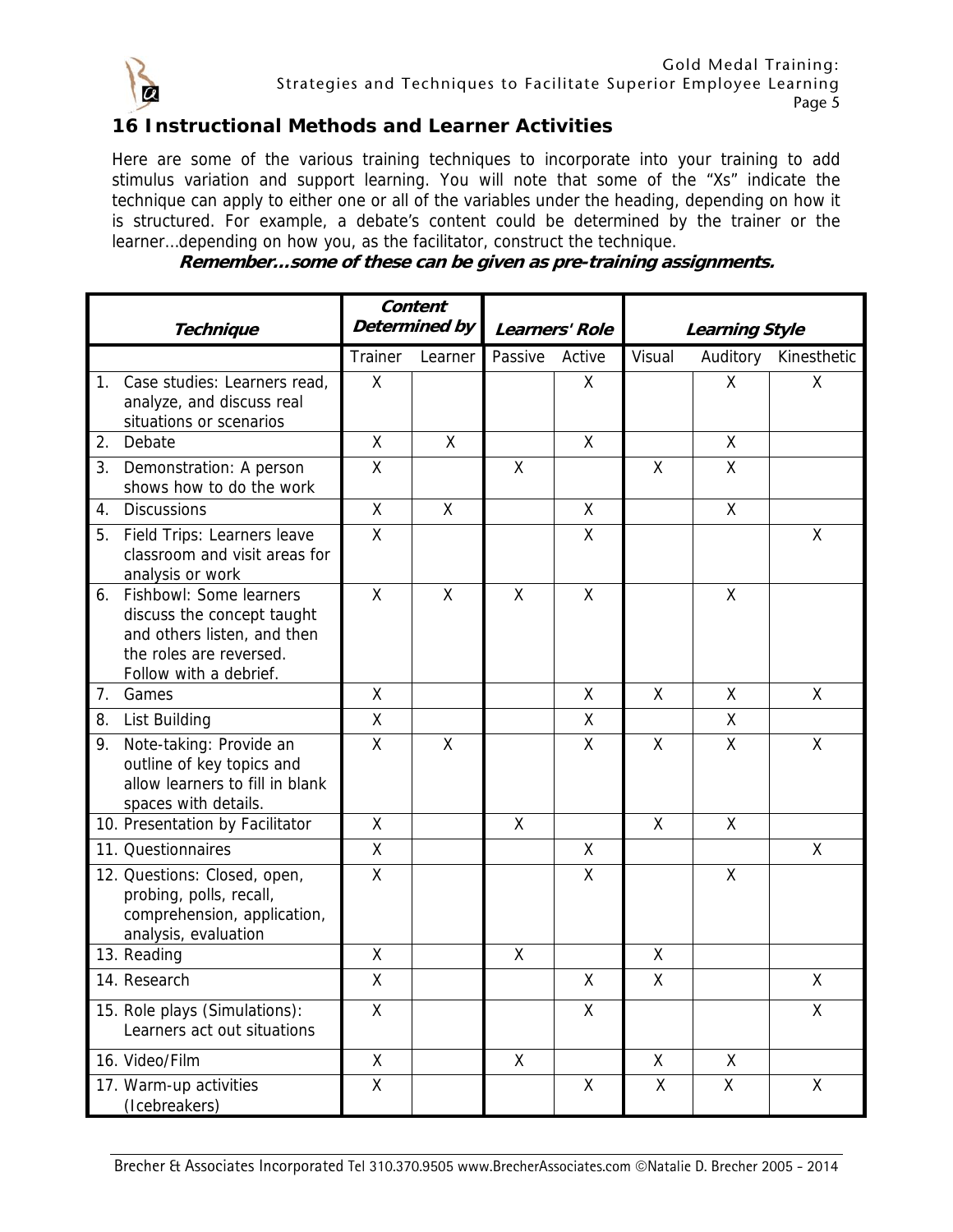## 16 Instructional Methods and Learner Activities

Here are some of the various training techniques to incorporate into your training to add stimulus variation and support learning. You will note that some of the "Xs" indicate the technique can apply to either one or all of the variables under the heading, depending on how it is structured. For example, a debate's content could be determined by the trainer or the learner…depending on how you, as the facilitator, construct the technique.

***Remember…some of these can be given as pre-training assignments.***

| ***Technique*** | ***Content Determined by*** | | ***Learners' Role*** | | ***Learning Style*** | | |
|---|---|---|---|---|---|---|---|
| | Trainer | Learner | Passive | Active | Visual | Auditory | Kinesthetic |
| 1. Case studies: Learners read, analyze, and discuss real situations or scenarios | X | | | X | | X | X |
| 2. Debate | X | X | | X | | X | |
| 3. Demonstration: A person shows how to do the work | X | | X | | X | X | |
| 4. Discussions | X | X | | X | | X | |
| 5. Field Trips: Learners leave classroom and visit areas for analysis or work | X | | | X | | | X |
| 6. Fishbowl: Some learners discuss the concept taught and others listen, and then the roles are reversed. Follow with a debrief. | X | X | X | X | | X | |
| 7. Games | X | | | X | X | X | X |
| 8. List Building | X | | | X | | X | |
| 9. Note-taking: Provide an outline of key topics and allow learners to fill in blank spaces with details. | X | X | | X | X | X | X |
| 10. Presentation by Facilitator | X | | X | | X | X | |
| 11. Questionnaires | X | | | X | | | X |
| 12. Questions: Closed, open, probing, polls, recall, comprehension, application, analysis, evaluation | X | | | X | | X | |
| 13. Reading | X | | X | | X | | |
| 14. Research | X | | | X | X | | X |
| 15. Role plays (Simulations): Learners act out situations | X | | | X | | | X |
| 16. Video/Film | X | | X | | X | X | |
| 17. Warm-up activities (Icebreakers) | X | | | X | X | X | X |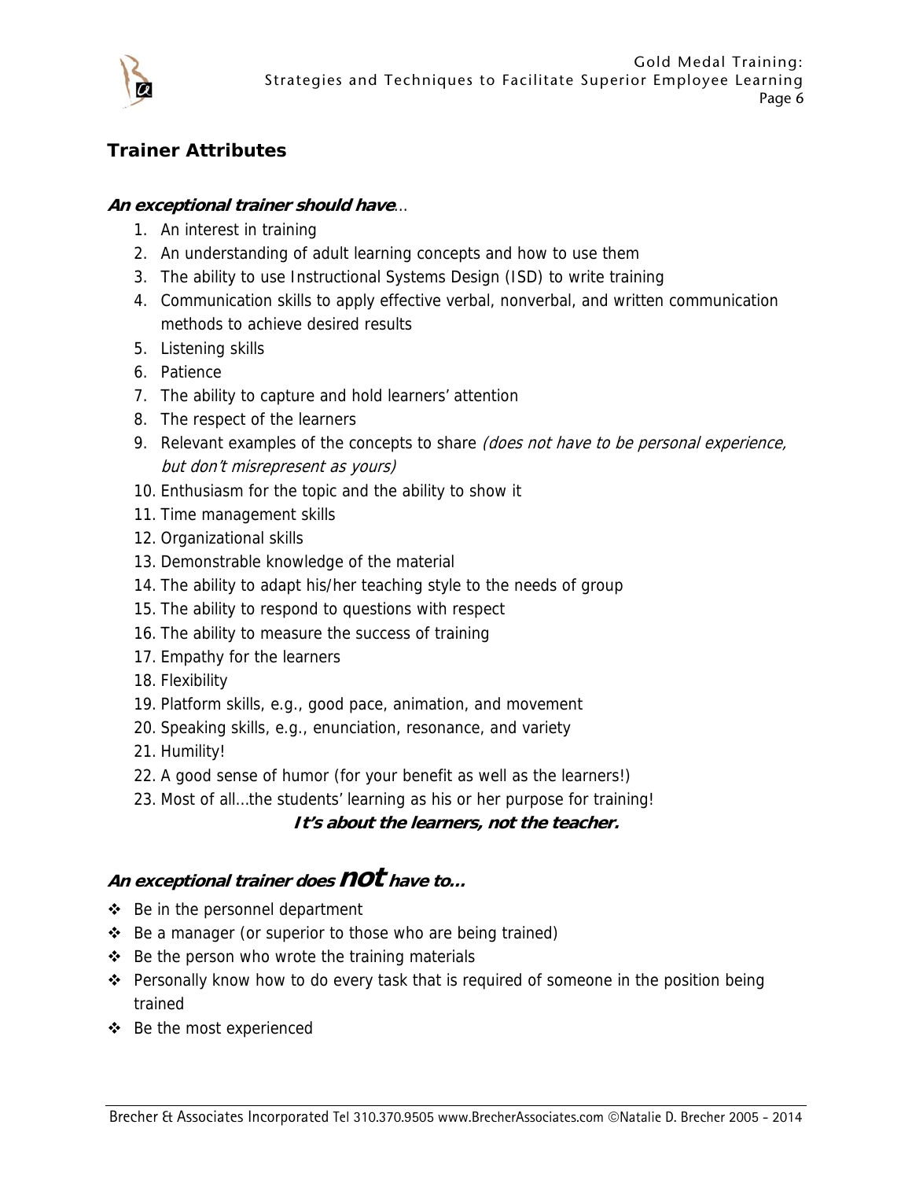## Trainer Attributes

***An exceptional trainer should have**…*

1. An interest in training
2. An understanding of adult learning concepts and how to use them
3. The ability to use Instructional Systems Design (ISD) to write training
4. Communication skills to apply effective verbal, nonverbal, and written communication methods to achieve desired results
5. Listening skills
6. Patience
7. The ability to capture and hold learners' attention
8. The respect of the learners
9. Relevant examples of the concepts to share *(does not have to be personal experience, but don't misrepresent as yours)*
10. Enthusiasm for the topic and the ability to show it
11. Time management skills
12. Organizational skills
13. Demonstrable knowledge of the material
14. The ability to adapt his/her teaching style to the needs of group
15. The ability to respond to questions with respect
16. The ability to measure the success of training
17. Empathy for the learners
18. Flexibility
19. Platform skills, e.g., good pace, animation, and movement
20. Speaking skills, e.g., enunciation, resonance, and variety
21. Humility!
22. A good sense of humor (for your benefit as well as the learners!)
23. Most of all…the students' learning as his or her purpose for training!

***It's about the learners, not the teacher.***

### *An exceptional trainer does* ***not*** *have to…*

- Be in the personnel department
- Be a manager (or superior to those who are being trained)
- Be the person who wrote the training materials
- Personally know how to do every task that is required of someone in the position being trained
- Be the most experienced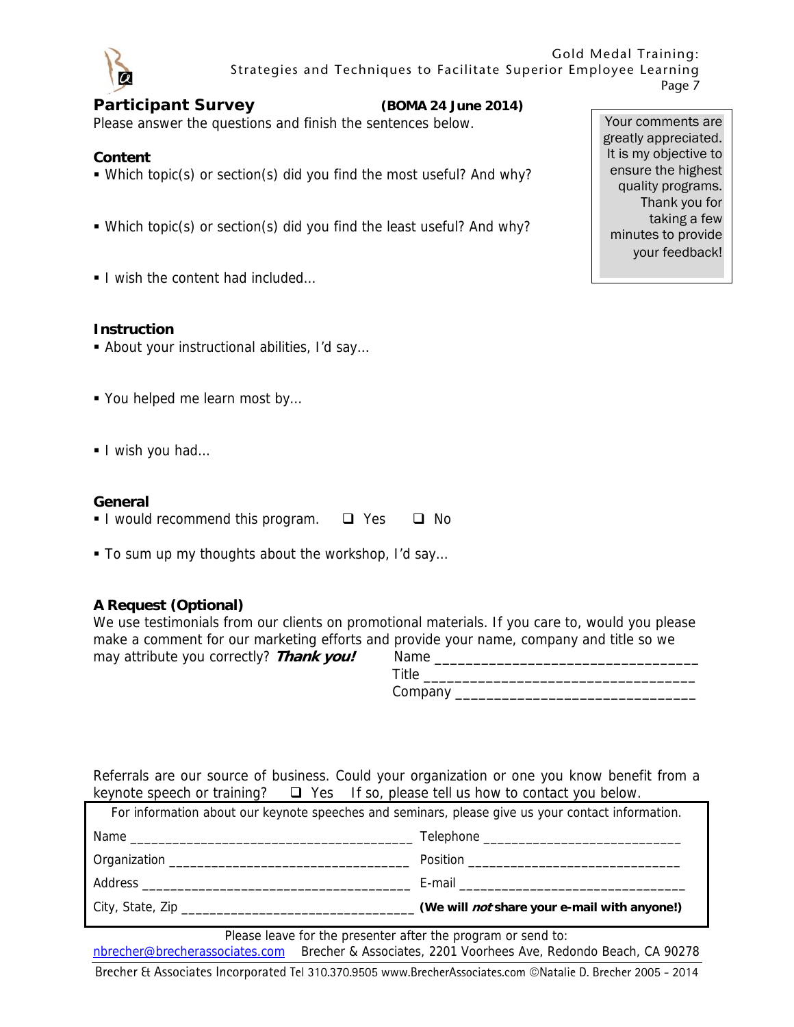## Participant Survey (BOMA 24 June 2014)

Please answer the questions and finish the sentences below.

> Your comments are greatly appreciated. It is my objective to ensure the highest quality programs. Thank you for taking a few minutes to provide your feedback!

### Content

- Which topic(s) or section(s) did you find the most useful? And why?
- Which topic(s) or section(s) did you find the least useful? And why?
- I wish the content had included…

### Instruction

- About your instructional abilities, I'd say…
- You helped me learn most by…
- I wish you had…

### General

- I would recommend this program. ❑ Yes ❑ No
- To sum up my thoughts about the workshop, I'd say…

### A Request (Optional)

We use testimonials from our clients on promotional materials. If you care to, would you please make a comment for our marketing efforts and provide your name, company and title so we may attribute you correctly? ***Thank you!***

Name ________________________________

Title ________________________________

Company ____________________________

Referrals are our source of business. Could your organization or one you know benefit from a keynote speech or training? ❑ Yes If so, please tell us how to contact you below.

For information about our keynote speeches and seminars, please give us your contact information.

| | |
|---|---|
| Name ______________________________________ | Telephone __________________________ |
| Organization _________________________________ | Position ____________________________ |
| Address ____________________________________ | E-mail _____________________________ |
| City, State, Zip ______________________________ | **(We will *not* share your e-mail with anyone!)** |

Please leave for the presenter after the program or send to:

nbrecher@brecherassociates.com Brecher & Associates, 2201 Voorhees Ave, Redondo Beach, CA 90278

Brecher & Associates Incorporated Tel 310.370.9505 www.BrecherAssociates.com ©Natalie D. Brecher 2005 – 2014